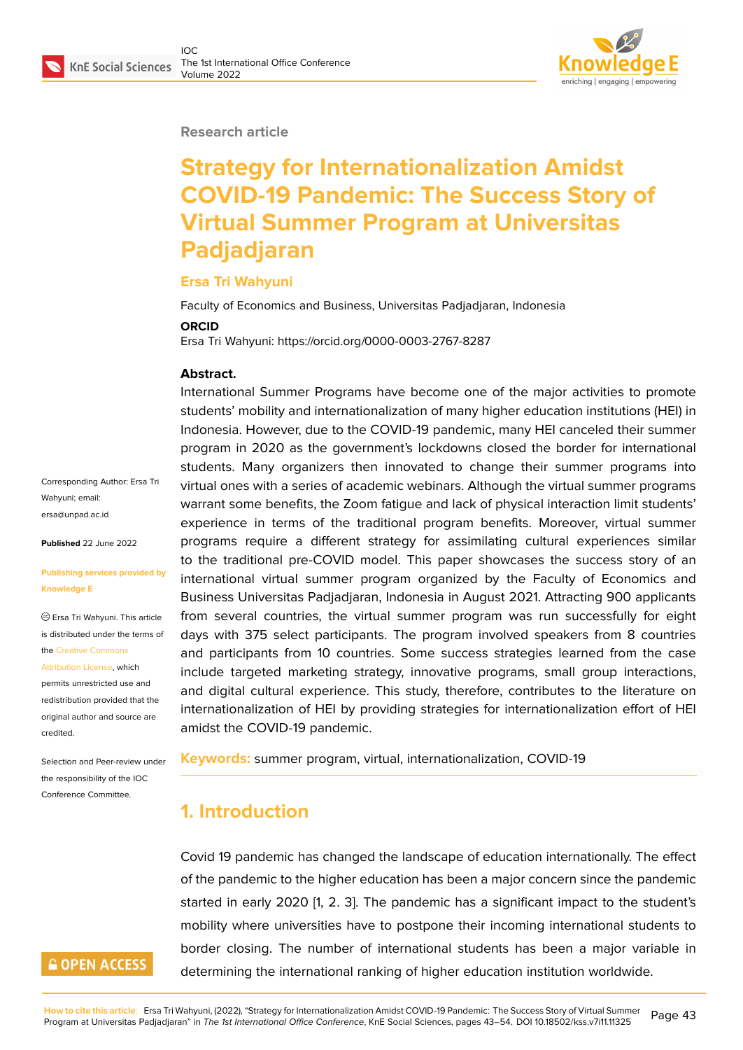Research article

# Strategy for Internationalization Amidst COVID-19 Pandemic: The Success Story of Virtual Summer Program at Universitas Padjadjaran

**Ersa Tri Wahyuni**

Faculty of Economics and Business, Universitas Padjadjaran, Indonesia

**ORCID**

Ersa Tri Wahyuni: https://orcid.org/0000-0003-2767-8287

Corresponding Author: Ersa Tri Wahyuni; email: ersa@unpad.ac.id

**Published** 22 June 2022

**Publishing services provided by Knowledge E**

© Ersa Tri Wahyuni. This article is distributed under the terms of the Creative Commons Attribution License, which permits unrestricted use and redistribution provided that the original author and source are credited.

Selection and Peer-review under the responsibility of the IOC Conference Committee.

**Abstract.**

International Summer Programs have become one of the major activities to promote students' mobility and internationalization of many higher education institutions (HEI) in Indonesia. However, due to the COVID-19 pandemic, many HEI canceled their summer program in 2020 as the government's lockdowns closed the border for international students. Many organizers then innovated to change their summer programs into virtual ones with a series of academic webinars. Although the virtual summer programs warrant some benefits, the Zoom fatigue and lack of physical interaction limit students' experience in terms of the traditional program benefits. Moreover, virtual summer programs require a different strategy for assimilating cultural experiences similar to the traditional pre-COVID model. This paper showcases the success story of an international virtual summer program organized by the Faculty of Economics and Business Universitas Padjadjaran, Indonesia in August 2021. Attracting 900 applicants from several countries, the virtual summer program was run successfully for eight days with 375 select participants. The program involved speakers from 8 countries and participants from 10 countries. Some success strategies learned from the case include targeted marketing strategy, innovative programs, small group interactions, and digital cultural experience. This study, therefore, contributes to the literature on internationalization of HEI by providing strategies for internationalization effort of HEI amidst the COVID-19 pandemic.

**Keywords:** summer program, virtual, internationalization, COVID-19

## 1. Introduction

Covid 19 pandemic has changed the landscape of education internationally. The effect of the pandemic to the higher education has been a major concern since the pandemic started in early 2020 [1, 2. 3]. The pandemic has a significant impact to the student's mobility where universities have to postpone their incoming international students to border closing. The number of international students has been a major variable in determining the international ranking of higher education institution worldwide.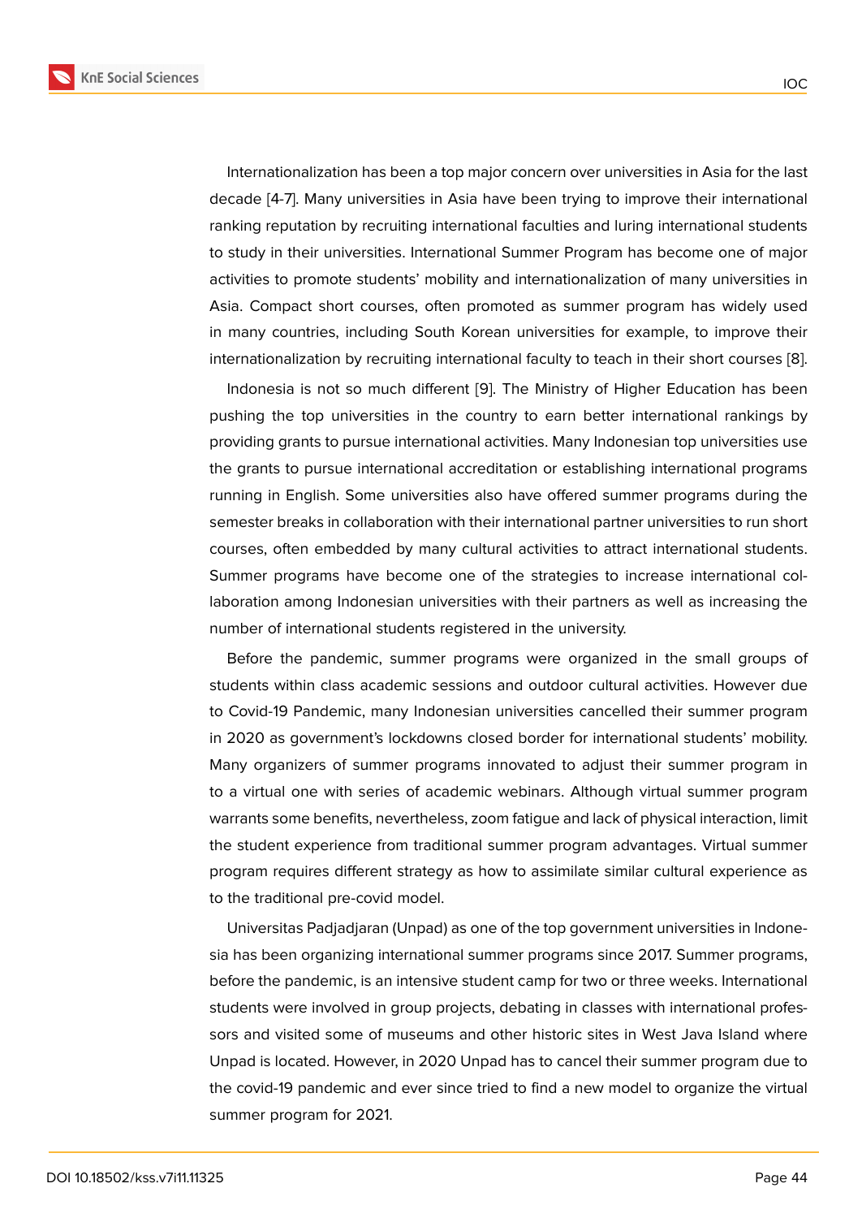Internationalization has been a top major concern over universities in Asia for the last decade [4-7]. Many universities in Asia have been trying to improve their international ranking reputation by recruiting international faculties and luring international students to study in their universities. International Summer Program has become one of major activities to promote students' mobility and internationalization of many universities in Asia. Compact short courses, often promoted as summer program has widely used in many countries, including South Korean universities for example, to improve their internationalization by recruiting international faculty to teach in their short courses [8].

Indonesia is not so much different [9]. The Ministry of Higher Education has been pushing the top universities in the country to earn better international rankings by providing grants to pursue international activities. Many Indonesian top universities use the grants to pursue international accreditation or establishing international programs running in English. Some universities also have offered summer programs during the semester breaks in collaboration with their international partner universities to run short courses, often embedded by many cultural activities to attract international students. Summer programs have become one of the strategies to increase international collaboration among Indonesian universities with their partners as well as increasing the number of international students registered in the university.

Before the pandemic, summer programs were organized in the small groups of students within class academic sessions and outdoor cultural activities. However due to Covid-19 Pandemic, many Indonesian universities cancelled their summer program in 2020 as government's lockdowns closed border for international students' mobility. Many organizers of summer programs innovated to adjust their summer program in to a virtual one with series of academic webinars. Although virtual summer program warrants some benefits, nevertheless, zoom fatigue and lack of physical interaction, limit the student experience from traditional summer program advantages. Virtual summer program requires different strategy as how to assimilate similar cultural experience as to the traditional pre-covid model.

Universitas Padjadjaran (Unpad) as one of the top government universities in Indonesia has been organizing international summer programs since 2017. Summer programs, before the pandemic, is an intensive student camp for two or three weeks. International students were involved in group projects, debating in classes with international professors and visited some of museums and other historic sites in West Java Island where Unpad is located. However, in 2020 Unpad has to cancel their summer program due to the covid-19 pandemic and ever since tried to find a new model to organize the virtual summer program for 2021.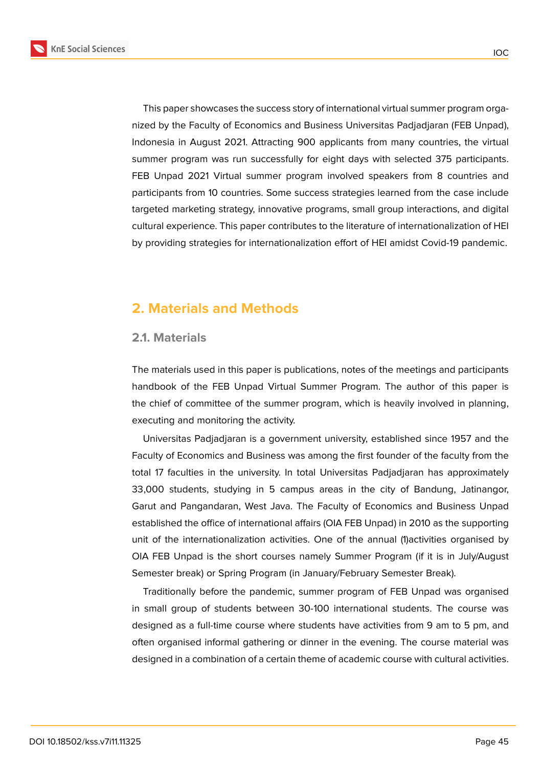This paper showcases the success story of international virtual summer program organized by the Faculty of Economics and Business Universitas Padjadjaran (FEB Unpad), Indonesia in August 2021. Attracting 900 applicants from many countries, the virtual summer program was run successfully for eight days with selected 375 participants. FEB Unpad 2021 Virtual summer program involved speakers from 8 countries and participants from 10 countries. Some success strategies learned from the case include targeted marketing strategy, innovative programs, small group interactions, and digital cultural experience. This paper contributes to the literature of internationalization of HEI by providing strategies for internationalization effort of HEI amidst Covid-19 pandemic.

## 2. Materials and Methods

### 2.1. Materials

The materials used in this paper is publications, notes of the meetings and participants handbook of the FEB Unpad Virtual Summer Program. The author of this paper is the chief of committee of the summer program, which is heavily involved in planning, executing and monitoring the activity.

Universitas Padjadjaran is a government university, established since 1957 and the Faculty of Economics and Business was among the first founder of the faculty from the total 17 faculties in the university. In total Universitas Padjadjaran has approximately 33,000 students, studying in 5 campus areas in the city of Bandung, Jatinangor, Garut and Pangandaran, West Java. The Faculty of Economics and Business Unpad established the office of international affairs (OIA FEB Unpad) in 2010 as the supporting unit of the internationalization activities. One of the annual (1)activities organised by OIA FEB Unpad is the short courses namely Summer Program (if it is in July/August Semester break) or Spring Program (in January/February Semester Break).

Traditionally before the pandemic, summer program of FEB Unpad was organised in small group of students between 30-100 international students. The course was designed as a full-time course where students have activities from 9 am to 5 pm, and often organised informal gathering or dinner in the evening. The course material was designed in a combination of a certain theme of academic course with cultural activities.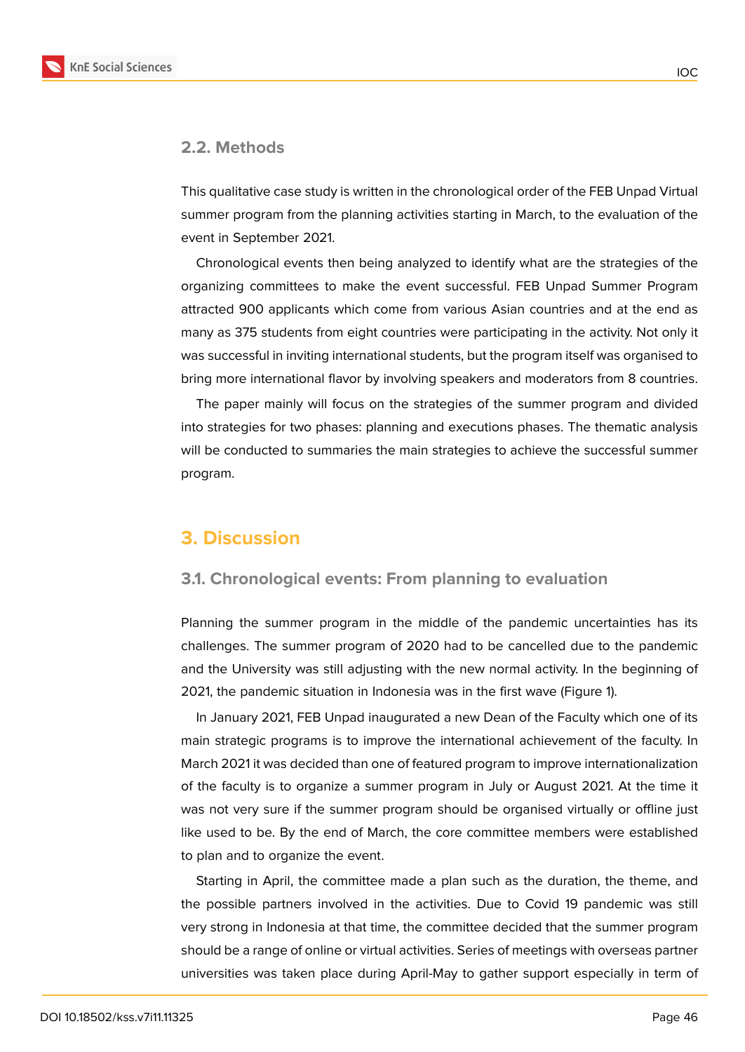### 2.2. Methods

This qualitative case study is written in the chronological order of the FEB Unpad Virtual summer program from the planning activities starting in March, to the evaluation of the event in September 2021.

Chronological events then being analyzed to identify what are the strategies of the organizing committees to make the event successful. FEB Unpad Summer Program attracted 900 applicants which come from various Asian countries and at the end as many as 375 students from eight countries were participating in the activity. Not only it was successful in inviting international students, but the program itself was organised to bring more international flavor by involving speakers and moderators from 8 countries.

The paper mainly will focus on the strategies of the summer program and divided into strategies for two phases: planning and executions phases. The thematic analysis will be conducted to summaries the main strategies to achieve the successful summer program.

## 3. Discussion

### 3.1. Chronological events: From planning to evaluation

Planning the summer program in the middle of the pandemic uncertainties has its challenges. The summer program of 2020 had to be cancelled due to the pandemic and the University was still adjusting with the new normal activity. In the beginning of 2021, the pandemic situation in Indonesia was in the first wave (Figure 1).

In January 2021, FEB Unpad inaugurated a new Dean of the Faculty which one of its main strategic programs is to improve the international achievement of the faculty. In March 2021 it was decided than one of featured program to improve internationalization of the faculty is to organize a summer program in July or August 2021. At the time it was not very sure if the summer program should be organised virtually or offline just like used to be. By the end of March, the core committee members were established to plan and to organize the event.

Starting in April, the committee made a plan such as the duration, the theme, and the possible partners involved in the activities. Due to Covid 19 pandemic was still very strong in Indonesia at that time, the committee decided that the summer program should be a range of online or virtual activities. Series of meetings with overseas partner universities was taken place during April-May to gather support especially in term of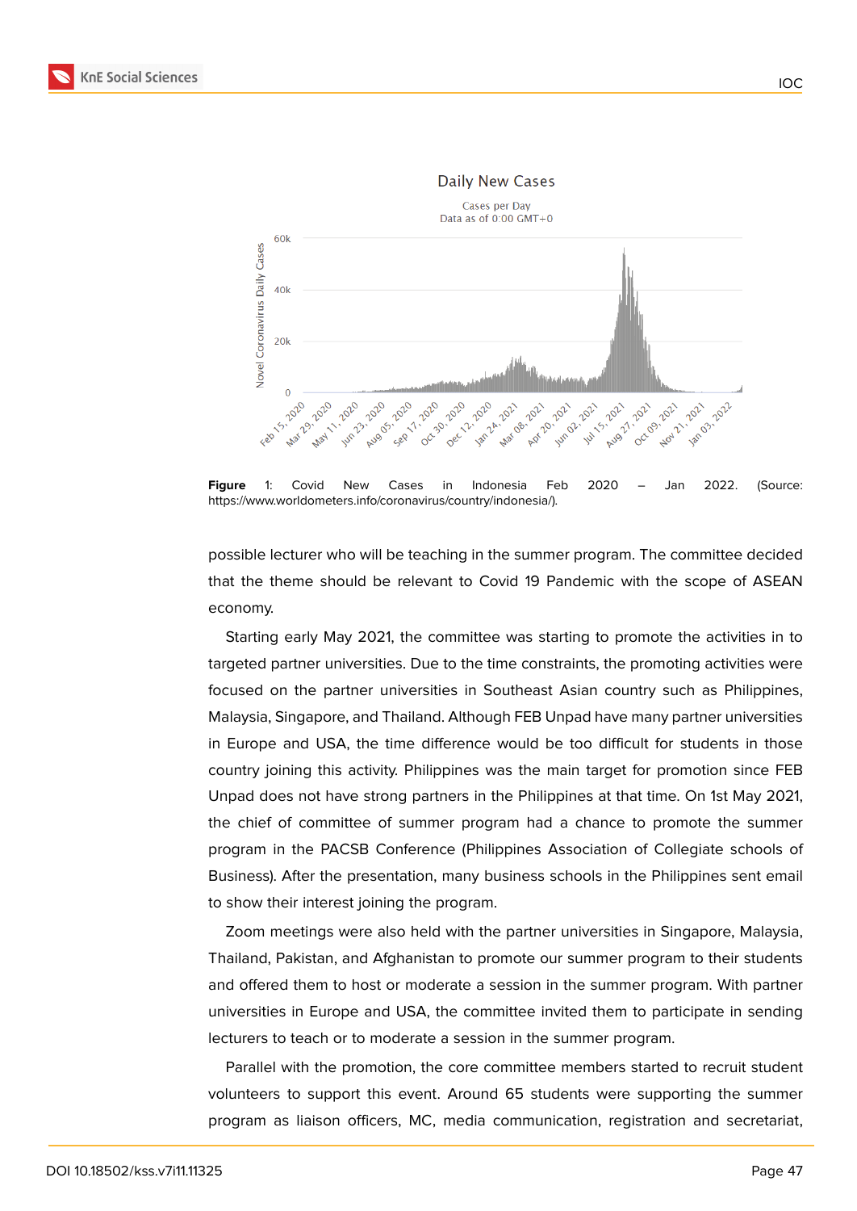**Figure** 1: Covid New Cases in Indonesia Feb 2020 – Jan 2022. (Source: https://www.worldometers.info/coronavirus/country/indonesia/).

possible lecturer who will be teaching in the summer program. The committee decided that the theme should be relevant to Covid 19 Pandemic with the scope of ASEAN economy.

Starting early May 2021, the committee was starting to promote the activities in to targeted partner universities. Due to the time constraints, the promoting activities were focused on the partner universities in Southeast Asian country such as Philippines, Malaysia, Singapore, and Thailand. Although FEB Unpad have many partner universities in Europe and USA, the time difference would be too difficult for students in those country joining this activity. Philippines was the main target for promotion since FEB Unpad does not have strong partners in the Philippines at that time. On 1st May 2021, the chief of committee of summer program had a chance to promote the summer program in the PACSB Conference (Philippines Association of Collegiate schools of Business). After the presentation, many business schools in the Philippines sent email to show their interest joining the program.

Zoom meetings were also held with the partner universities in Singapore, Malaysia, Thailand, Pakistan, and Afghanistan to promote our summer program to their students and offered them to host or moderate a session in the summer program. With partner universities in Europe and USA, the committee invited them to participate in sending lecturers to teach or to moderate a session in the summer program.

Parallel with the promotion, the core committee members started to recruit student volunteers to support this event. Around 65 students were supporting the summer program as liaison officers, MC, media communication, registration and secretariat,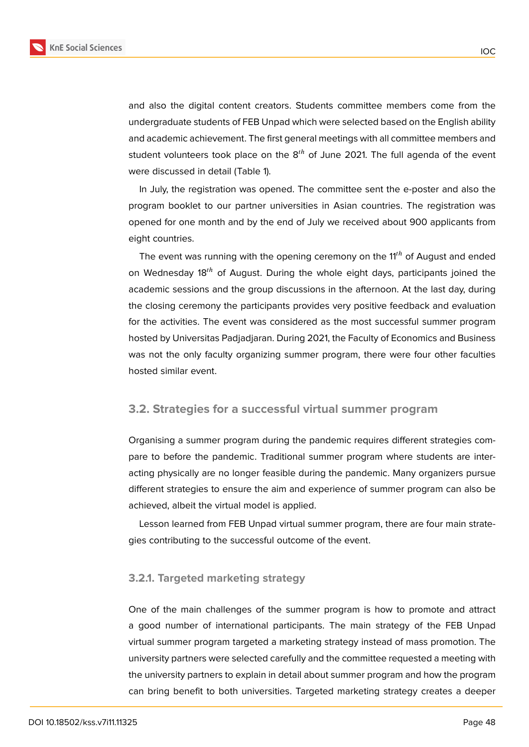and also the digital content creators. Students committee members come from the undergraduate students of FEB Unpad which were selected based on the English ability and academic achievement. The first general meetings with all committee members and student volunteers took place on the $8^{th}$ of June 2021. The full agenda of the event were discussed in detail (Table 1).

In July, the registration was opened. The committee sent the e-poster and also the program booklet to our partner universities in Asian countries. The registration was opened for one month and by the end of July we received about 900 applicants from eight countries.

The event was running with the opening ceremony on the $11^{th}$ of August and ended on Wednesday $18^{th}$ of August. During the whole eight days, participants joined the academic sessions and the group discussions in the afternoon. At the last day, during the closing ceremony the participants provides very positive feedback and evaluation for the activities. The event was considered as the most successful summer program hosted by Universitas Padjadjaran. During 2021, the Faculty of Economics and Business was not the only faculty organizing summer program, there were four other faculties hosted similar event.

## 3.2. Strategies for a successful virtual summer program

Organising a summer program during the pandemic requires different strategies compare to before the pandemic. Traditional summer program where students are interacting physically are no longer feasible during the pandemic. Many organizers pursue different strategies to ensure the aim and experience of summer program can also be achieved, albeit the virtual model is applied.

Lesson learned from FEB Unpad virtual summer program, there are four main strategies contributing to the successful outcome of the event.

### 3.2.1. Targeted marketing strategy

One of the main challenges of the summer program is how to promote and attract a good number of international participants. The main strategy of the FEB Unpad virtual summer program targeted a marketing strategy instead of mass promotion. The university partners were selected carefully and the committee requested a meeting with the university partners to explain in detail about summer program and how the program can bring benefit to both universities. Targeted marketing strategy creates a deeper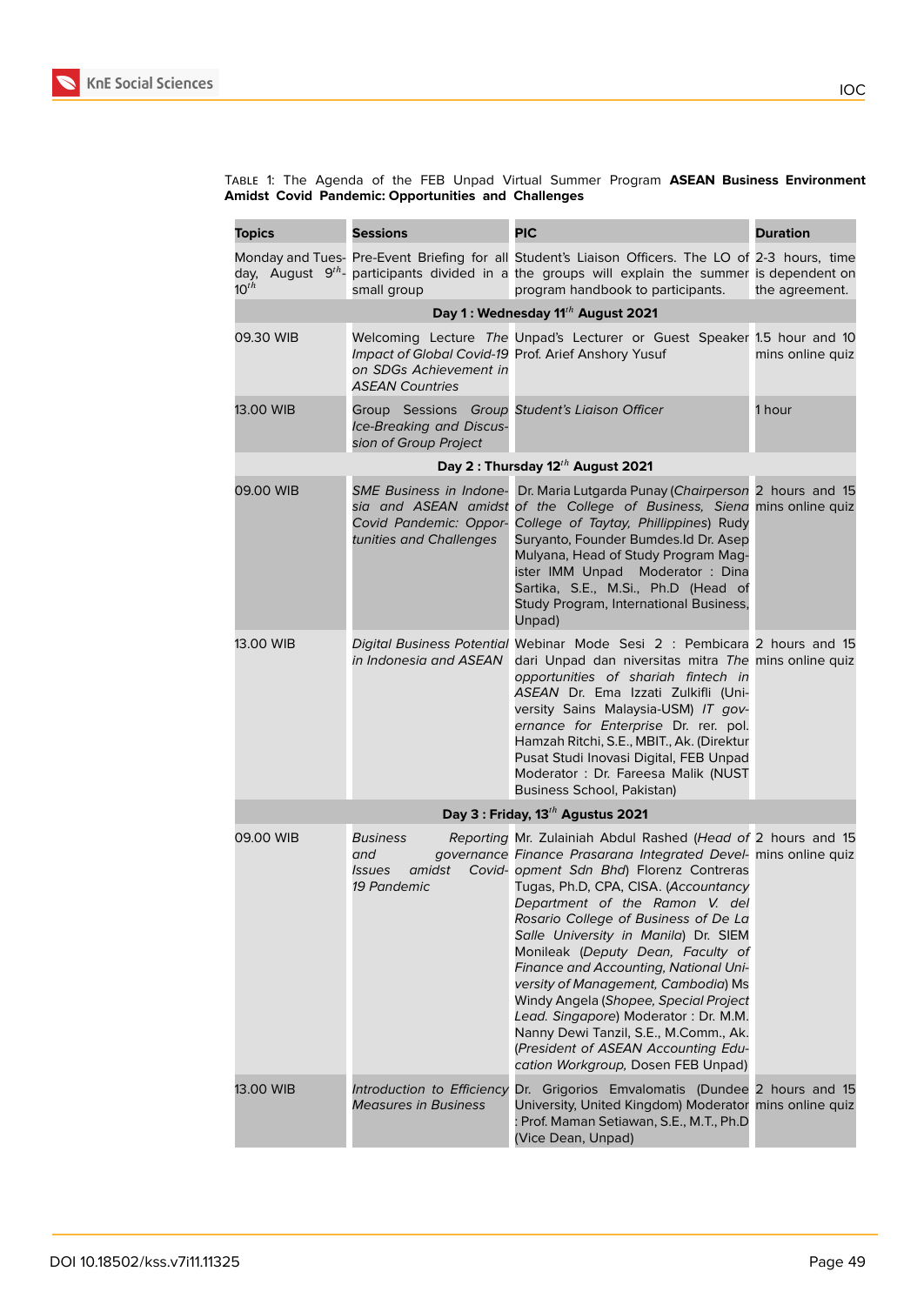Table 1: The Agenda of the FEB Unpad Virtual Summer Program **ASEAN Business Environment Amidst Covid Pandemic: Opportunities and Challenges**

| Topics | Sessions | PIC | Duration |
|---|---|---|---|
| Monday and Tuesday, August $9^{th}$-$10^{th}$ | Pre-Event Briefing for all participants divided in a small group | Student's Liaison Officers. The LO of the groups will explain the summer program handbook to participants. | 2-3 hours, time is dependent on the agreement. |
| **Day 1 : Wednesday $11^{th}$ August 2021** | | | |
| 09.30 WIB | Welcoming Lecture *The Impact of Global Covid-19 on SDGs Achievement in ASEAN Countries* | Unpad's Lecturer or Guest Speaker Prof. Arief Anshory Yusuf | 1.5 hour and 10 mins online quiz |
| 13.00 WIB | Group Sessions *Group Ice-Breaking and Discussion of Group Project* | *Student's Liaison Officer* | 1 hour |
| **Day 2 : Thursday $12^{th}$ August 2021** | | | |
| 09.00 WIB | *SME Business in Indonesia and ASEAN amidst Covid Pandemic: Opportunities and Challenges* | Dr. Maria Lutgarda Punay (*Chairperson of the College of Business, Siena College of Taytay, Phillippines*) Rudy Suryanto, Founder Bumdes.Id Dr. Asep Mulyana, Head of Study Program Magister IMM Unpad Moderator : Dina Sartika, S.E., M.Si., Ph.D (Head of Study Program, International Business, Unpad) | 2 hours and 15 mins online quiz |
| 13.00 WIB | *Digital Business Potential in Indonesia and ASEAN* | Webinar Mode Sesi 2 : Pembicara dari Unpad dan niversitas mitra *The opportunities of shariah fintech in ASEAN* Dr. Ema Izzati Zulkifli (University Sains Malaysia-USM) *IT governance for Enterprise* Dr. rer. pol. Hamzah Ritchi, S.E., MBIT., Ak. (Direktur Pusat Studi Inovasi Digital, FEB Unpad Moderator : Dr. Fareesa Malik (NUST Business School, Pakistan) | 2 hours and 15 mins online quiz |
| **Day 3 : Friday, $13^{th}$ Agustus 2021** | | | |
| 09.00 WIB | *Business Reporting and governance Issues amidst Covid-19 Pandemic* | Mr. Zulainiah Abdul Rashed (*Head of Finance Prasarana Integrated Development Sdn Bhd*) Florenz Contreras Tugas, Ph.D, CPA, CISA. (*Accountancy Department of the Ramon V. del Rosario College of Business of De La Salle University in Manila*) Dr. SIEM Monileak (*Deputy Dean, Faculty of Finance and Accounting, National University of Management, Cambodia*) Ms Windy Angela (*Shopee, Special Project Lead. Singapore*) Moderator : Dr. M.M. Nanny Dewi Tanzil, S.E., M.Comm., Ak. (*President of ASEAN Accounting Education Workgroup,* Dosen FEB Unpad) | 2 hours and 15 mins online quiz |
| 13.00 WIB | *Introduction to Efficiency Measures in Business* | Dr. Grigorios Emvalomatis (Dundee University, United Kingdom) Moderator : Prof. Maman Setiawan, S.E., M.T., Ph.D (Vice Dean, Unpad) | 2 hours and 15 mins online quiz |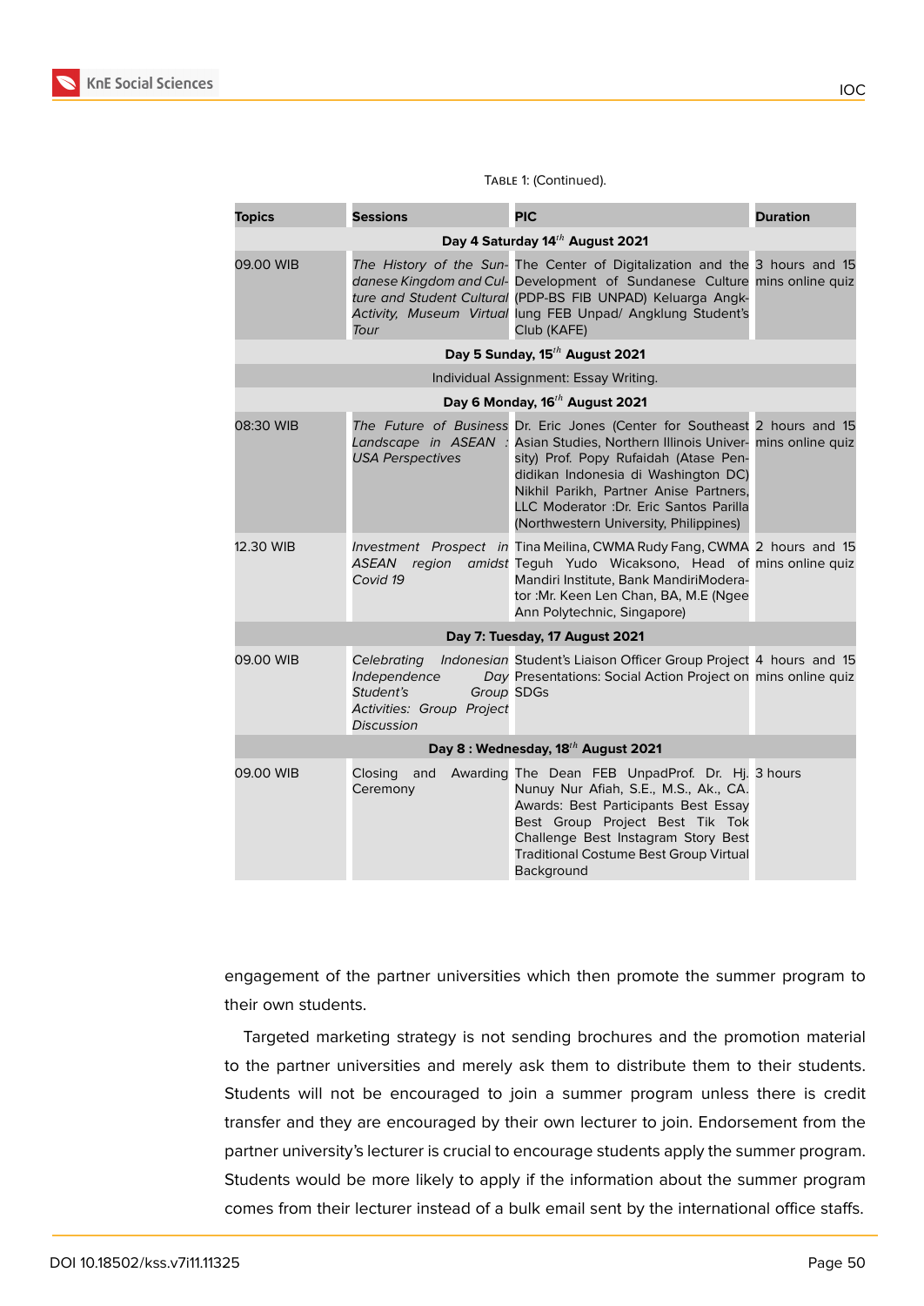Table 1: (Continued).

| Topics | Sessions | PIC | Duration |
|---|---|---|---|
| **Day 4 Saturday 14th August 2021** | | | |
| 09.00 WIB | *The History of the Sundanese Kingdom and Culture and Student Cultural Activity, Museum Virtual Tour* | The Center of Digitalization and the Development of Sundanese Culture (PDP-BS FIB UNPAD) Keluarga Angklung FEB Unpad/ Angklung Student's Club (KAFE) | 3 hours and 15 mins online quiz |
| **Day 5 Sunday, 15th August 2021** | | | |
| Individual Assignment: Essay Writing. | | | |
| **Day 6 Monday, 16th August 2021** | | | |
| 08:30 WIB | *The Future of Business Landscape in ASEAN : USA Perspectives* | Dr. Eric Jones (Center for Southeast Asian Studies, Northern Illinois University) Prof. Popy Rufaidah (Atase Pendidikan Indonesia di Washington DC) Nikhil Parikh, Partner Anise Partners, LLC Moderator :Dr. Eric Santos Parilla (Northwestern University, Philippines) | 2 hours and 15 mins online quiz |
| 12.30 WIB | *Investment Prospect in ASEAN region amidst Covid 19* | Tina Meilina, CWMA Rudy Fang, CWMA Teguh Yudo Wicaksono, Head of Mandiri Institute, Bank MandiriModerator :Mr. Keen Len Chan, BA, M.E (Ngee Ann Polytechnic, Singapore) | 2 hours and 15 mins online quiz |
| **Day 7: Tuesday, 17 August 2021** | | | |
| 09.00 WIB | *Celebrating Indonesian Independence Day Student's Group Activities: Group Project Discussion* | Student's Liaison Officer Group Project Presentations: Social Action Project on SDGs | 4 hours and 15 mins online quiz |
| **Day 8 : Wednesday, 18th August 2021** | | | |
| 09.00 WIB | Closing and Awarding Ceremony | The Dean FEB UnpadProf. Dr. Hj. Nunuy Nur Afiah, S.E., M.S., Ak., CA. Awards: Best Participants Best Essay Best Group Project Best Tik Tok Challenge Best Instagram Story Best Traditional Costume Best Group Virtual Background | 3 hours |

engagement of the partner universities which then promote the summer program to their own students.

Targeted marketing strategy is not sending brochures and the promotion material to the partner universities and merely ask them to distribute them to their students. Students will not be encouraged to join a summer program unless there is credit transfer and they are encouraged by their own lecturer to join. Endorsement from the partner university's lecturer is crucial to encourage students apply the summer program. Students would be more likely to apply if the information about the summer program comes from their lecturer instead of a bulk email sent by the international office staffs.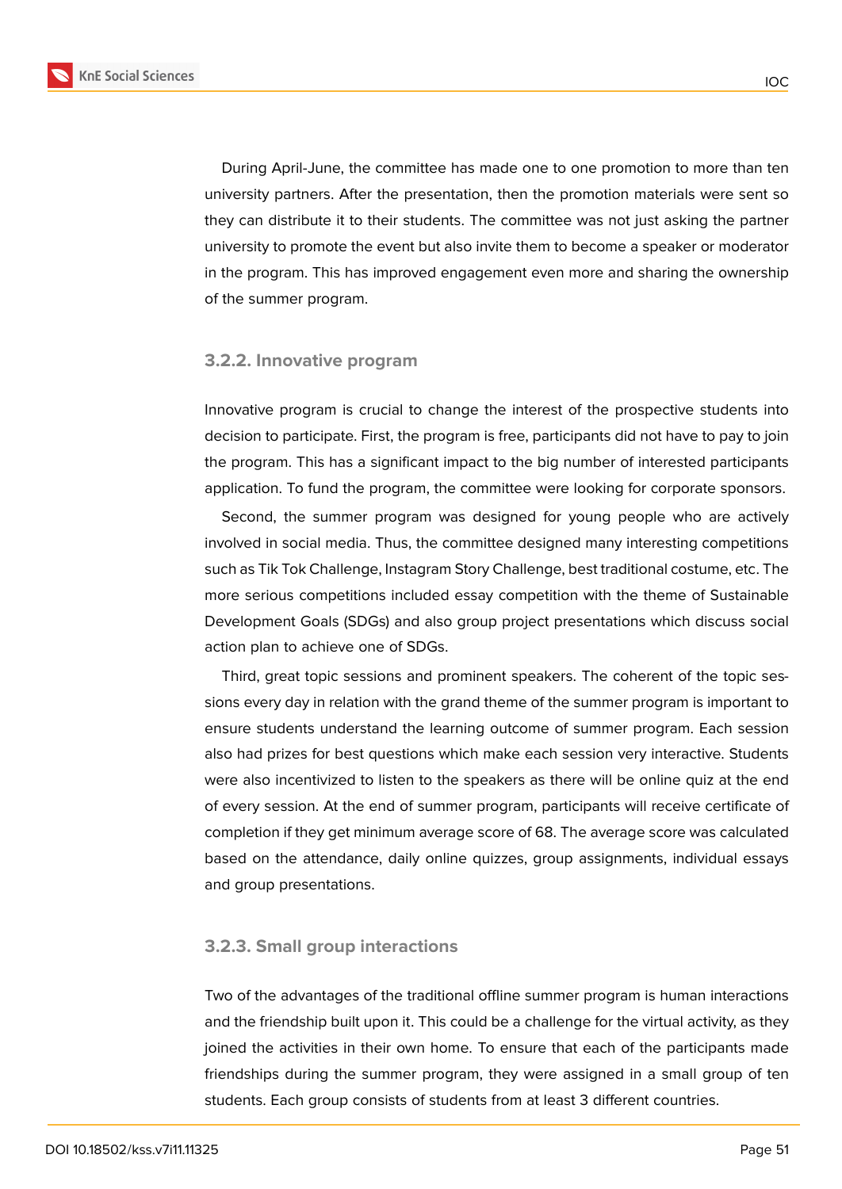During April-June, the committee has made one to one promotion to more than ten university partners. After the presentation, then the promotion materials were sent so they can distribute it to their students. The committee was not just asking the partner university to promote the event but also invite them to become a speaker or moderator in the program. This has improved engagement even more and sharing the ownership of the summer program.

### 3.2.2. Innovative program

Innovative program is crucial to change the interest of the prospective students into decision to participate. First, the program is free, participants did not have to pay to join the program. This has a significant impact to the big number of interested participants application. To fund the program, the committee were looking for corporate sponsors.

Second, the summer program was designed for young people who are actively involved in social media. Thus, the committee designed many interesting competitions such as Tik Tok Challenge, Instagram Story Challenge, best traditional costume, etc. The more serious competitions included essay competition with the theme of Sustainable Development Goals (SDGs) and also group project presentations which discuss social action plan to achieve one of SDGs.

Third, great topic sessions and prominent speakers. The coherent of the topic sessions every day in relation with the grand theme of the summer program is important to ensure students understand the learning outcome of summer program. Each session also had prizes for best questions which make each session very interactive. Students were also incentivized to listen to the speakers as there will be online quiz at the end of every session. At the end of summer program, participants will receive certificate of completion if they get minimum average score of 68. The average score was calculated based on the attendance, daily online quizzes, group assignments, individual essays and group presentations.

### 3.2.3. Small group interactions

Two of the advantages of the traditional offline summer program is human interactions and the friendship built upon it. This could be a challenge for the virtual activity, as they joined the activities in their own home. To ensure that each of the participants made friendships during the summer program, they were assigned in a small group of ten students. Each group consists of students from at least 3 different countries.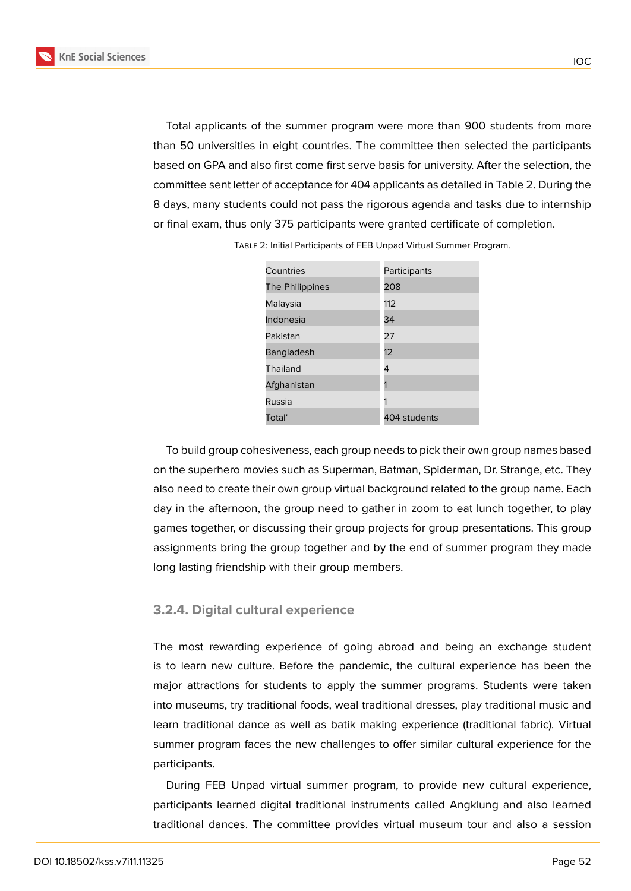Total applicants of the summer program were more than 900 students from more than 50 universities in eight countries. The committee then selected the participants based on GPA and also first come first serve basis for university. After the selection, the committee sent letter of acceptance for 404 applicants as detailed in Table 2. During the 8 days, many students could not pass the rigorous agenda and tasks due to internship or final exam, thus only 375 participants were granted certificate of completion.

Table 2: Initial Participants of FEB Unpad Virtual Summer Program.

| Countries | Participants |
|---|---|
| The Philippines | 208 |
| Malaysia | 112 |
| Indonesia | 34 |
| Pakistan | 27 |
| Bangladesh | 12 |
| Thailand | 4 |
| Afghanistan | 1 |
| Russia | 1 |
| Total' | 404 students |

To build group cohesiveness, each group needs to pick their own group names based on the superhero movies such as Superman, Batman, Spiderman, Dr. Strange, etc. They also need to create their own group virtual background related to the group name. Each day in the afternoon, the group need to gather in zoom to eat lunch together, to play games together, or discussing their group projects for group presentations. This group assignments bring the group together and by the end of summer program they made long lasting friendship with their group members.

#### 3.2.4. Digital cultural experience

The most rewarding experience of going abroad and being an exchange student is to learn new culture. Before the pandemic, the cultural experience has been the major attractions for students to apply the summer programs. Students were taken into museums, try traditional foods, weal traditional dresses, play traditional music and learn traditional dance as well as batik making experience (traditional fabric). Virtual summer program faces the new challenges to offer similar cultural experience for the participants.

During FEB Unpad virtual summer program, to provide new cultural experience, participants learned digital traditional instruments called Angklung and also learned traditional dances. The committee provides virtual museum tour and also a session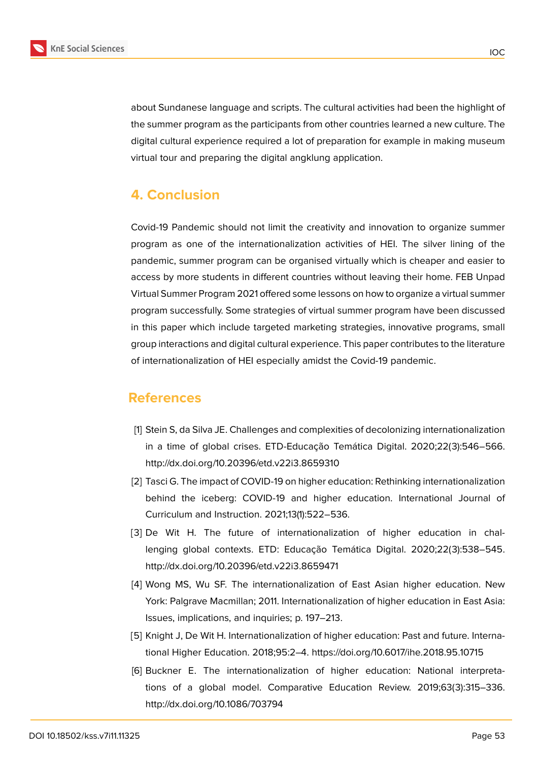about Sundanese language and scripts. The cultural activities had been the highlight of the summer program as the participants from other countries learned a new culture. The digital cultural experience required a lot of preparation for example in making museum virtual tour and preparing the digital angklung application.

## 4. Conclusion

Covid-19 Pandemic should not limit the creativity and innovation to organize summer program as one of the internationalization activities of HEI. The silver lining of the pandemic, summer program can be organised virtually which is cheaper and easier to access by more students in different countries without leaving their home. FEB Unpad Virtual Summer Program 2021 offered some lessons on how to organize a virtual summer program successfully. Some strategies of virtual summer program have been discussed in this paper which include targeted marketing strategies, innovative programs, small group interactions and digital cultural experience. This paper contributes to the literature of internationalization of HEI especially amidst the Covid-19 pandemic.

## References

[1] Stein S, da Silva JE. Challenges and complexities of decolonizing internationalization in a time of global crises. ETD-Educação Temática Digital. 2020;22(3):546–566. http://dx.doi.org/10.20396/etd.v22i3.8659310

[2] Tasci G. The impact of COVID-19 on higher education: Rethinking internationalization behind the iceberg: COVID-19 and higher education. International Journal of Curriculum and Instruction. 2021;13(1):522–536.

[3] De Wit H. The future of internationalization of higher education in challenging global contexts. ETD: Educação Temática Digital. 2020;22(3):538–545. http://dx.doi.org/10.20396/etd.v22i3.8659471

[4] Wong MS, Wu SF. The internationalization of East Asian higher education. New York: Palgrave Macmillan; 2011. Internationalization of higher education in East Asia: Issues, implications, and inquiries; p. 197–213.

[5] Knight J, De Wit H. Internationalization of higher education: Past and future. International Higher Education. 2018;95:2–4. https://doi.org/10.6017/ihe.2018.95.10715

[6] Buckner E. The internationalization of higher education: National interpretations of a global model. Comparative Education Review. 2019;63(3):315–336. http://dx.doi.org/10.1086/703794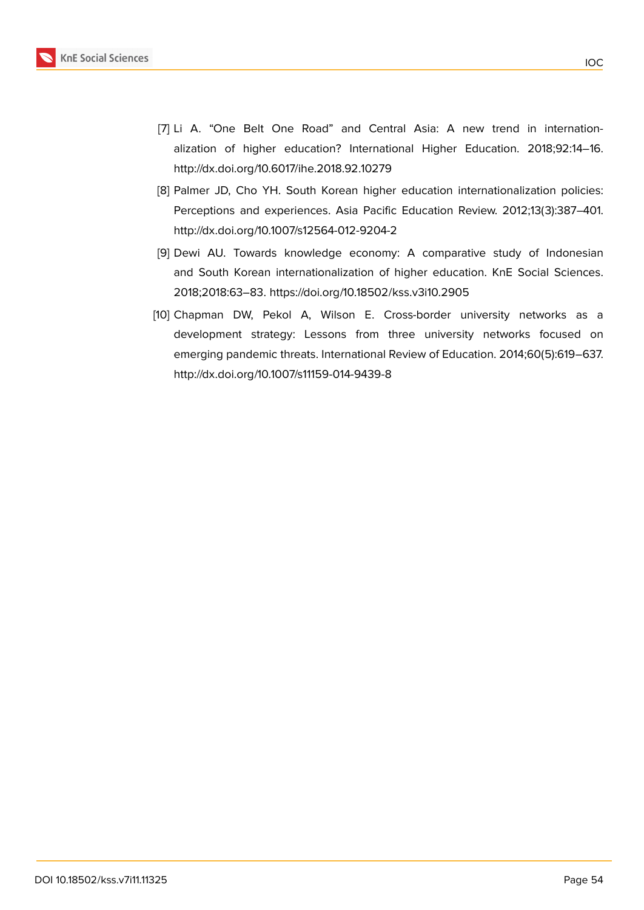[7] Li A. "One Belt One Road" and Central Asia: A new trend in internationalization of higher education? International Higher Education. 2018;92:14–16. http://dx.doi.org/10.6017/ihe.2018.92.10279

[8] Palmer JD, Cho YH. South Korean higher education internationalization policies: Perceptions and experiences. Asia Pacific Education Review. 2012;13(3):387–401. http://dx.doi.org/10.1007/s12564-012-9204-2

[9] Dewi AU. Towards knowledge economy: A comparative study of Indonesian and South Korean internationalization of higher education. KnE Social Sciences. 2018;2018:63–83. https://doi.org/10.18502/kss.v3i10.2905

[10] Chapman DW, Pekol A, Wilson E. Cross-border university networks as a development strategy: Lessons from three university networks focused on emerging pandemic threats. International Review of Education. 2014;60(5):619–637. http://dx.doi.org/10.1007/s11159-014-9439-8